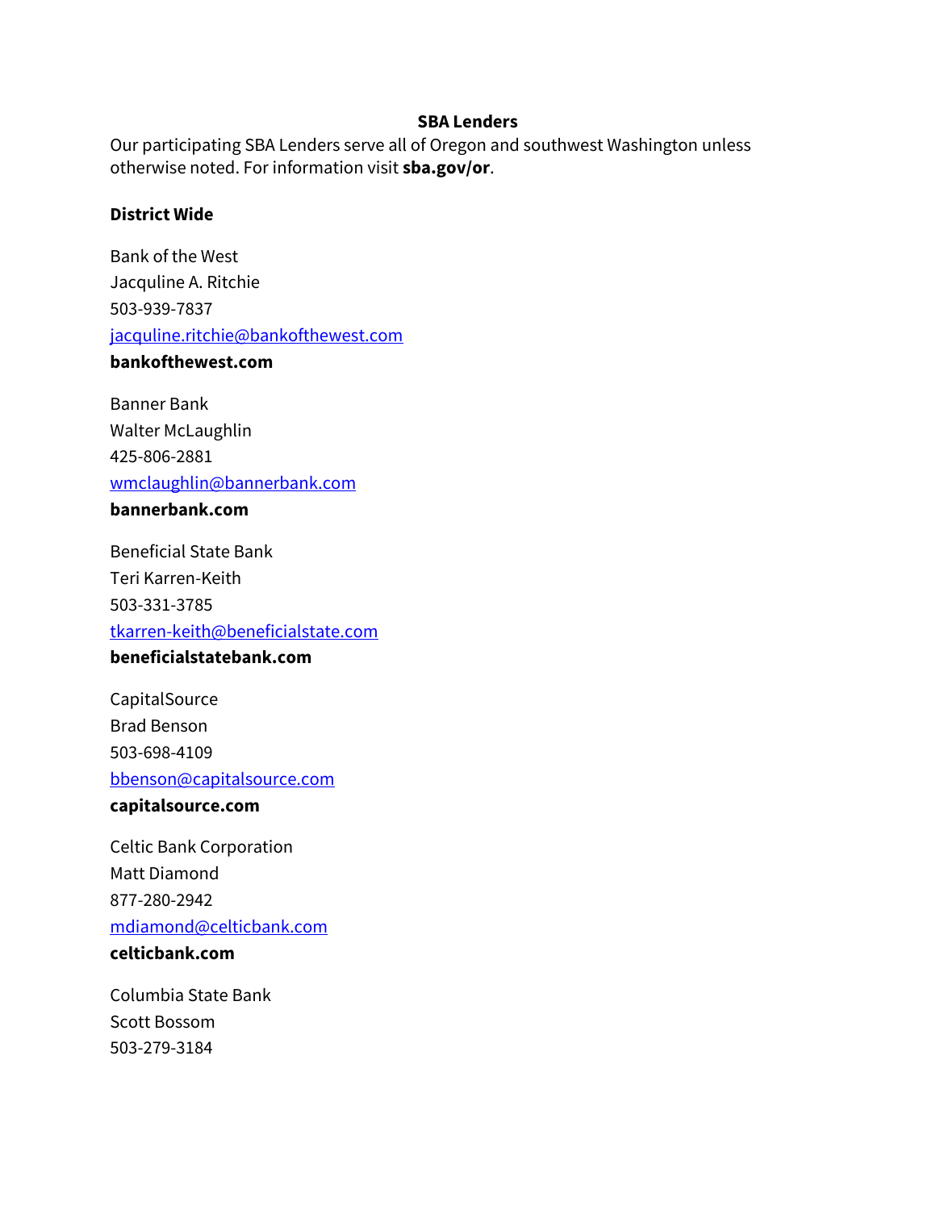# SBA Lenders

Our participating SBA Lenders serve all of Oregon and southwest Washington unless otherwise noted. For information visit **sba.gov/or**.

## District Wide

Bank of the West
Jacquline A. Ritchie
503-939-7837
jacquline.ritchie@bankofthewest.com
**bankofthewest.com**

Banner Bank
Walter McLaughlin
425-806-2881
wmclaughlin@bannerbank.com
**bannerbank.com**

Beneficial State Bank
Teri Karren-Keith
503-331-3785
tkarren-keith@beneficialstate.com
**beneficialstatebank.com**

CapitalSource
Brad Benson
503-698-4109
bbenson@capitalsource.com
**capitalsource.com**

Celtic Bank Corporation
Matt Diamond
877-280-2942
mdiamond@celticbank.com
**celticbank.com**

Columbia State Bank
Scott Bossom
503-279-3184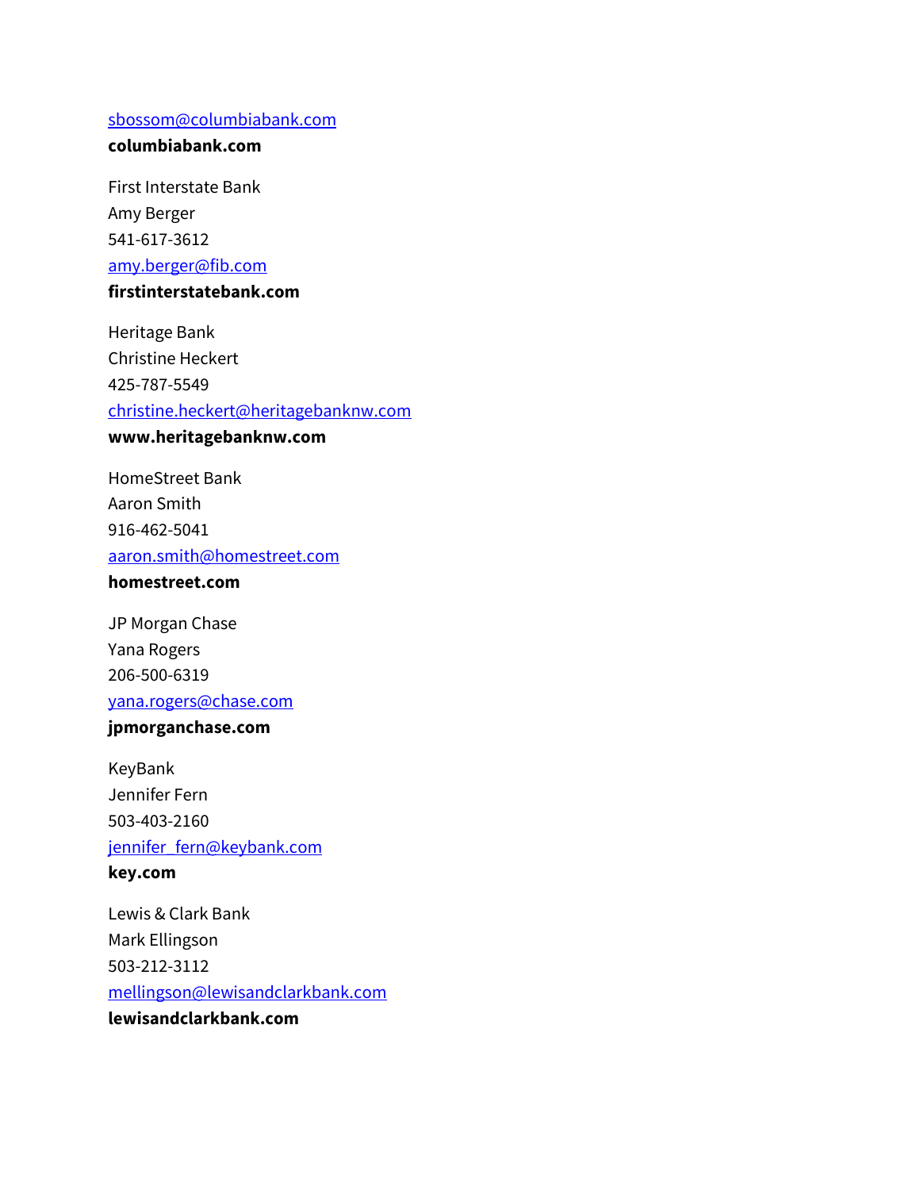sbossom@columbiabank.com

**columbiabank.com**

First Interstate Bank
Amy Berger
541-617-3612
amy.berger@fib.com
**firstinterstatebank.com**

Heritage Bank
Christine Heckert
425-787-5549
christine.heckert@heritagebanknw.com
**www.heritagebanknw.com**

HomeStreet Bank
Aaron Smith
916-462-5041
aaron.smith@homestreet.com
**homestreet.com**

JP Morgan Chase
Yana Rogers
206-500-6319
yana.rogers@chase.com
**jpmorganchase.com**

KeyBank
Jennifer Fern
503-403-2160
jennifer_fern@keybank.com
**key.com**

Lewis & Clark Bank
Mark Ellingson
503-212-3112
mellingson@lewisandclarkbank.com
**lewisandclarkbank.com**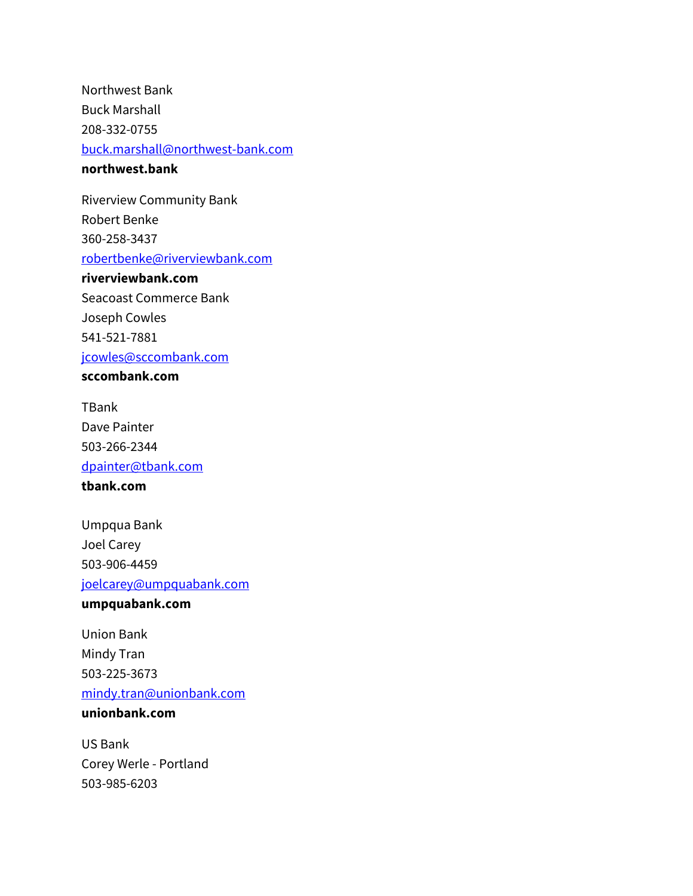Northwest Bank
Buck Marshall
208-332-0755
buck.marshall@northwest-bank.com
**northwest.bank**

Riverview Community Bank
Robert Benke
360-258-3437
robertbenke@riverviewbank.com
**riverviewbank.com**
Seacoast Commerce Bank
Joseph Cowles
541-521-7881
jcowles@sccombank.com
**sccombank.com**

TBank
Dave Painter
503-266-2344
dpainter@tbank.com
**tbank.com**

Umpqua Bank
Joel Carey
503-906-4459
joelcarey@umpquabank.com
**umpquabank.com**

Union Bank
Mindy Tran
503-225-3673
mindy.tran@unionbank.com
**unionbank.com**

US Bank
Corey Werle - Portland
503-985-6203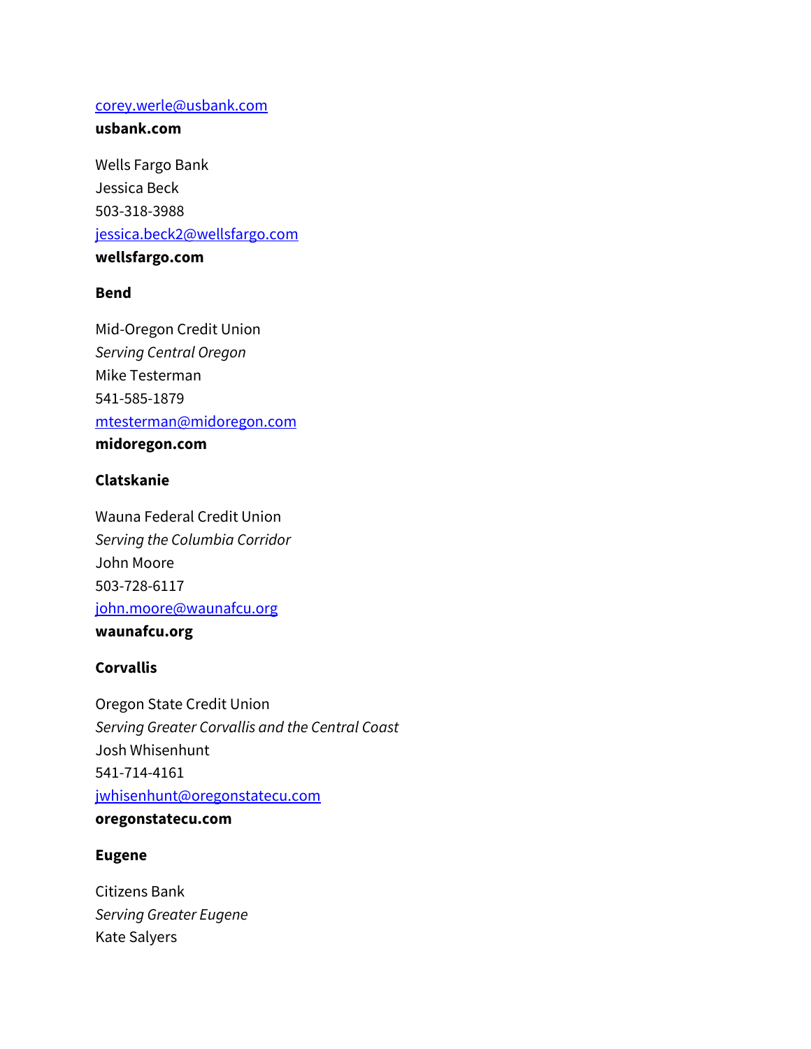corey.werle@usbank.com
**usbank.com**

Wells Fargo Bank
Jessica Beck
503-318-3988
jessica.beck2@wellsfargo.com
**wellsfargo.com**

**Bend**

Mid-Oregon Credit Union
*Serving Central Oregon*
Mike Testerman
541-585-1879
mtesterman@midoregon.com
**midoregon.com**

**Clatskanie**

Wauna Federal Credit Union
*Serving the Columbia Corridor*
John Moore
503-728-6117
john.moore@waunafcu.org
**waunafcu.org**

**Corvallis**

Oregon State Credit Union
*Serving Greater Corvallis and the Central Coast*
Josh Whisenhunt
541-714-4161
jwhisenhunt@oregonstatecu.com
**oregonstatecu.com**

**Eugene**

Citizens Bank
*Serving Greater Eugene*
Kate Salyers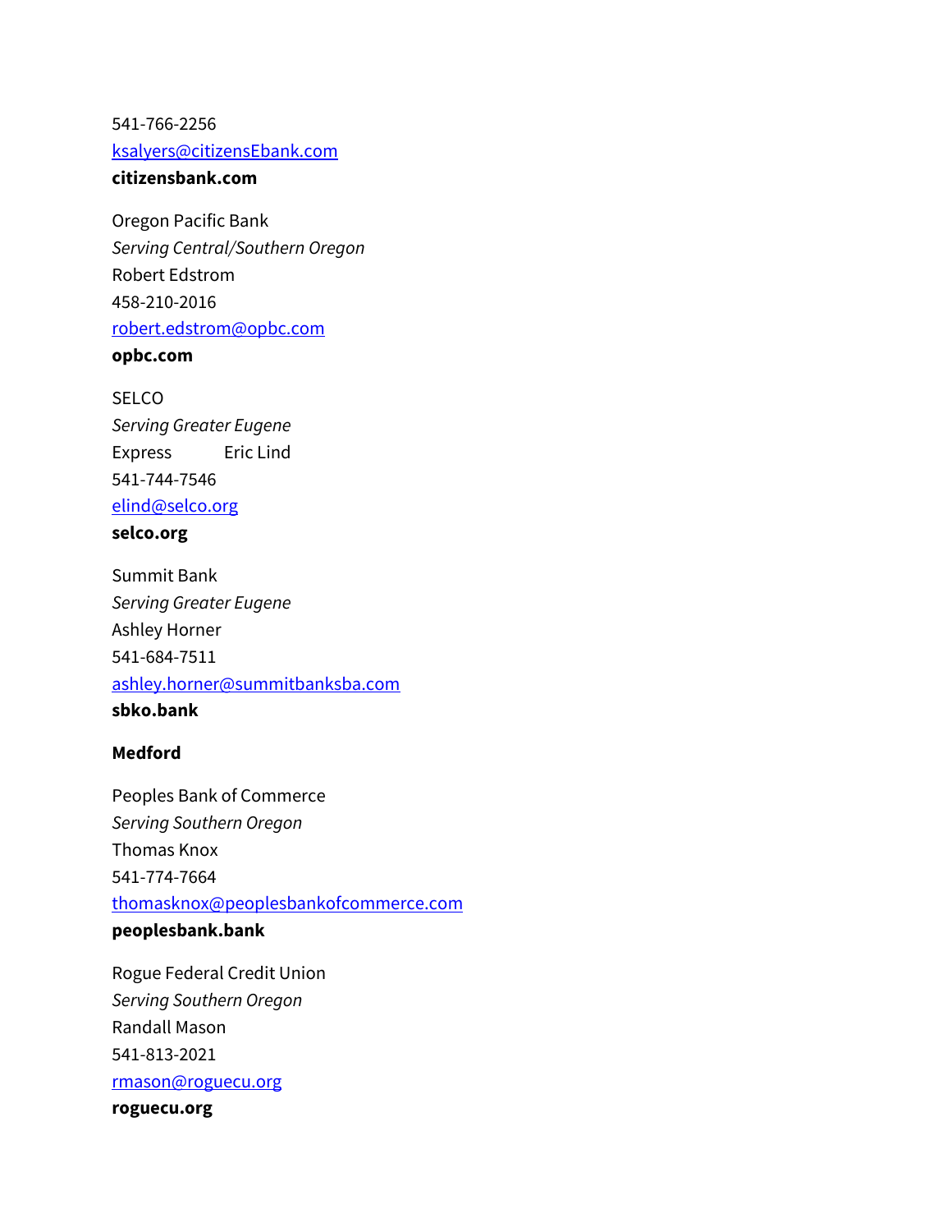541-766-2256

ksalyers@citizensEbank.com

**citizensbank.com**

Oregon Pacific Bank

*Serving Central/Southern Oregon*

Robert Edstrom

458-210-2016

robert.edstrom@opbc.com

**opbc.com**

SELCO

*Serving Greater Eugene*

Express Eric Lind

541-744-7546

elind@selco.org

**selco.org**

Summit Bank

*Serving Greater Eugene*

Ashley Horner

541-684-7511

ashley.horner@summitbanksba.com

**sbko.bank**

**Medford**

Peoples Bank of Commerce

*Serving Southern Oregon*

Thomas Knox

541-774-7664

thomasknox@peoplesbankofcommerce.com

**peoplesbank.bank**

Rogue Federal Credit Union

*Serving Southern Oregon*

Randall Mason

541-813-2021

rmason@roguecu.org

**roguecu.org**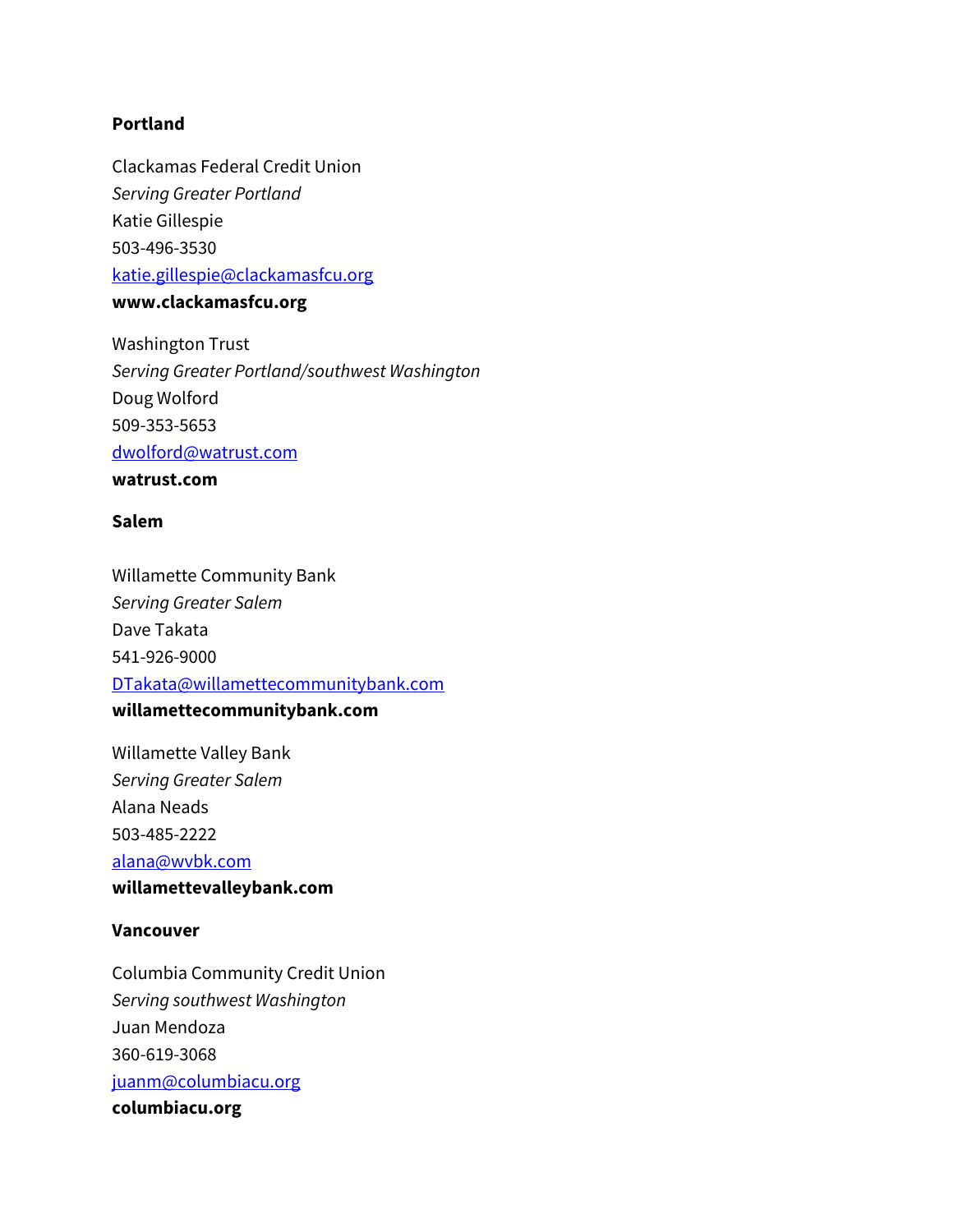**Portland**

Clackamas Federal Credit Union
*Serving Greater Portland*
Katie Gillespie
503-496-3530
katie.gillespie@clackamasfcu.org
**www.clackamasfcu.org**

Washington Trust
*Serving Greater Portland/southwest Washington*
Doug Wolford
509-353-5653
dwolford@watrust.com
**watrust.com**

**Salem**

Willamette Community Bank
*Serving Greater Salem*
Dave Takata
541-926-9000
DTakata@willamettecommunitybank.com
**willamettecommunitybank.com**

Willamette Valley Bank
*Serving Greater Salem*
Alana Neads
503-485-2222
alana@wvbk.com
**willamettevalleybank.com**

**Vancouver**

Columbia Community Credit Union
*Serving southwest Washington*
Juan Mendoza
360-619-3068
juanm@columbiacu.org
**columbiacu.org**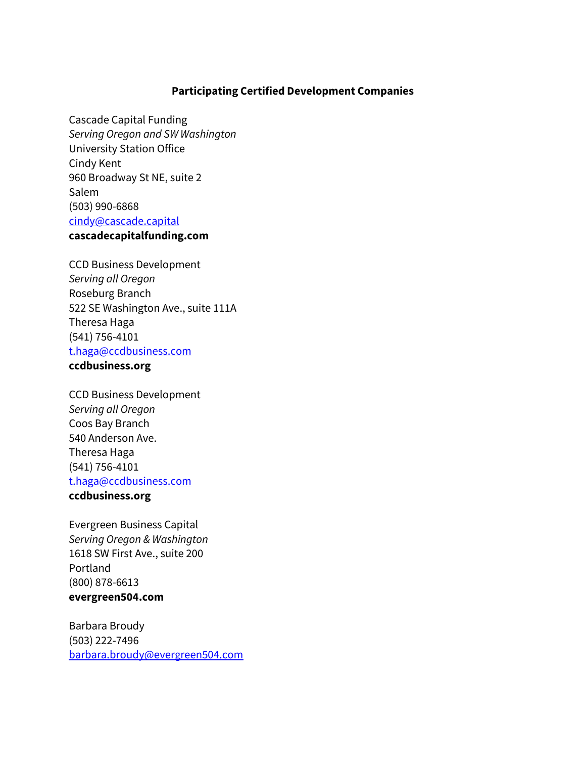**Participating Certified Development Companies**

Cascade Capital Funding
*Serving Oregon and SW Washington*
University Station Office
Cindy Kent
960 Broadway St NE, suite 2
Salem
(503) 990-6868
[cindy@cascade.capital](mailto:cindy@cascade.capital)
**cascadecapitalfunding.com**

CCD Business Development
*Serving all Oregon*
Roseburg Branch
522 SE Washington Ave., suite 111A
Theresa Haga
(541) 756-4101
[t.haga@ccdbusiness.com](mailto:t.haga@ccdbusiness.com)
**ccdbusiness.org**

CCD Business Development
*Serving all Oregon*
Coos Bay Branch
540 Anderson Ave.
Theresa Haga
(541) 756-4101
[t.haga@ccdbusiness.com](mailto:t.haga@ccdbusiness.com)
**ccdbusiness.org**

Evergreen Business Capital
*Serving Oregon & Washington*
1618 SW First Ave., suite 200
Portland
(800) 878-6613
**evergreen504.com**

Barbara Broudy
(503) 222-7496
[barbara.broudy@evergreen504.com](mailto:barbara.broudy@evergreen504.com)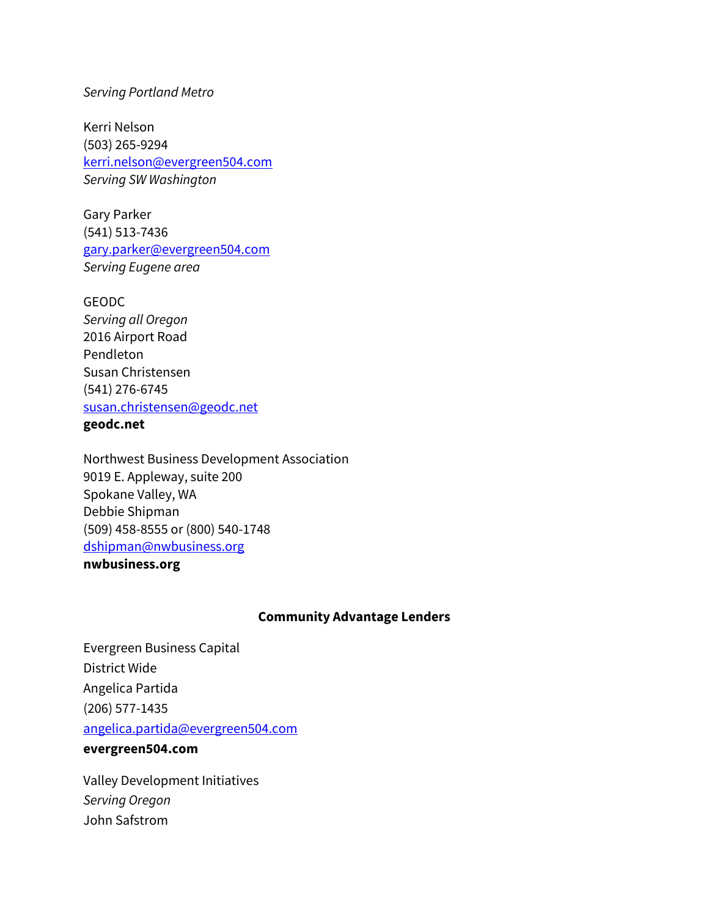*Serving Portland Metro*

Kerri Nelson
(503) 265-9294
[kerri.nelson@evergreen504.com](mailto:kerri.nelson@evergreen504.com)
*Serving SW Washington*

Gary Parker
(541) 513-7436
[gary.parker@evergreen504.com](mailto:gary.parker@evergreen504.com)
*Serving Eugene area*

GEODC
*Serving all Oregon*
2016 Airport Road
Pendleton
Susan Christensen
(541) 276-6745
[susan.christensen@geodc.net](mailto:susan.christensen@geodc.net)
**geodc.net**

Northwest Business Development Association
9019 E. Appleway, suite 200
Spokane Valley, WA
Debbie Shipman
(509) 458-8555 or (800) 540-1748
[dshipman@nwbusiness.org](mailto:dshipman@nwbusiness.org)
**nwbusiness.org**

**Community Advantage Lenders**

Evergreen Business Capital
District Wide
Angelica Partida
(206) 577-1435
[angelica.partida@evergreen504.com](mailto:angelica.partida@evergreen504.com)
**evergreen504.com**

Valley Development Initiatives
*Serving Oregon*
John Safstrom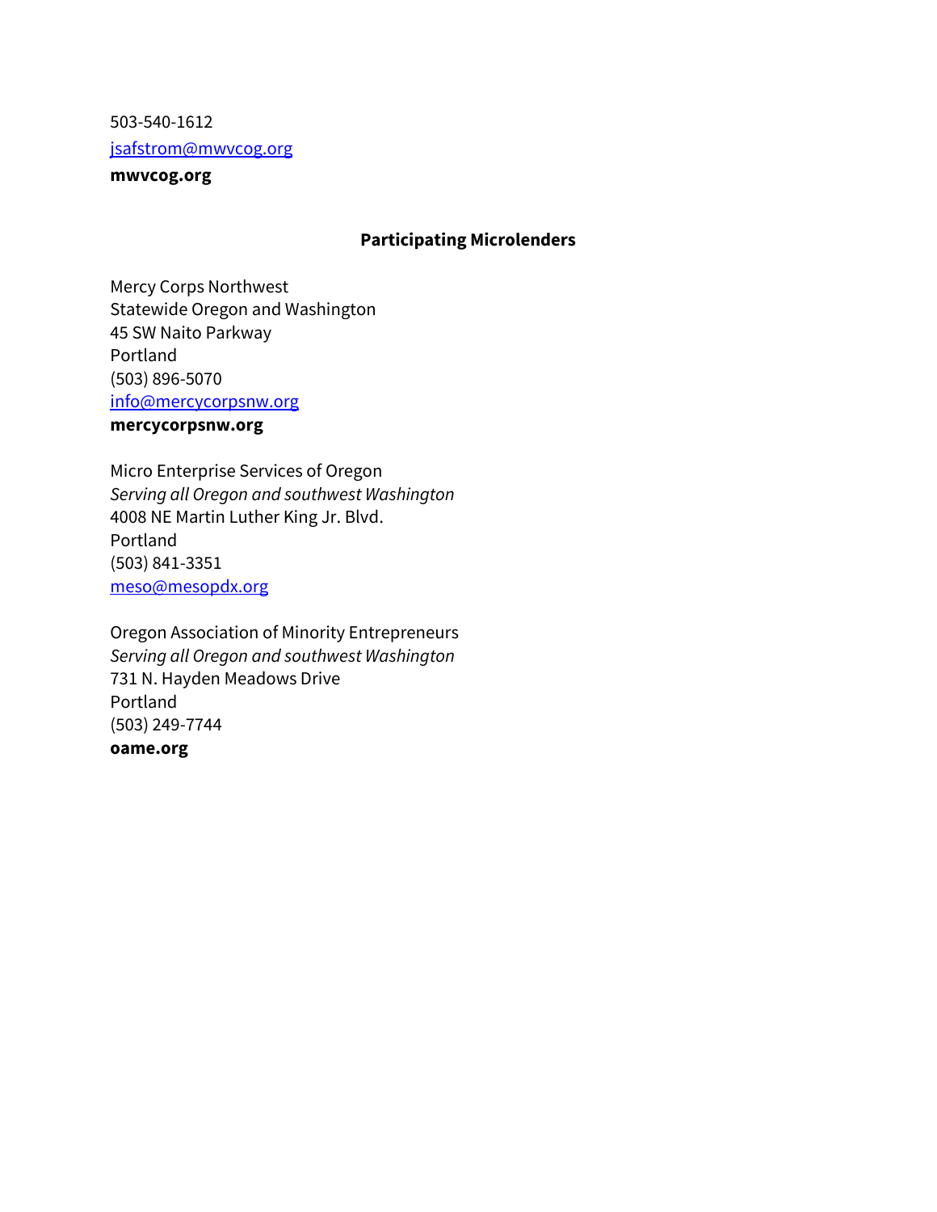503-540-1612
jsafstrom@mwvcog.org
**mwvcog.org**

### Participating Microlenders

Mercy Corps Northwest
Statewide Oregon and Washington
45 SW Naito Parkway
Portland
(503) 896-5070
info@mercycorpsnw.org
**mercycorpsnw.org**

Micro Enterprise Services of Oregon
*Serving all Oregon and southwest Washington*
4008 NE Martin Luther King Jr. Blvd.
Portland
(503) 841-3351
meso@mesopdx.org

Oregon Association of Minority Entrepreneurs
*Serving all Oregon and southwest Washington*
731 N. Hayden Meadows Drive
Portland
(503) 249-7744
**oame.org**